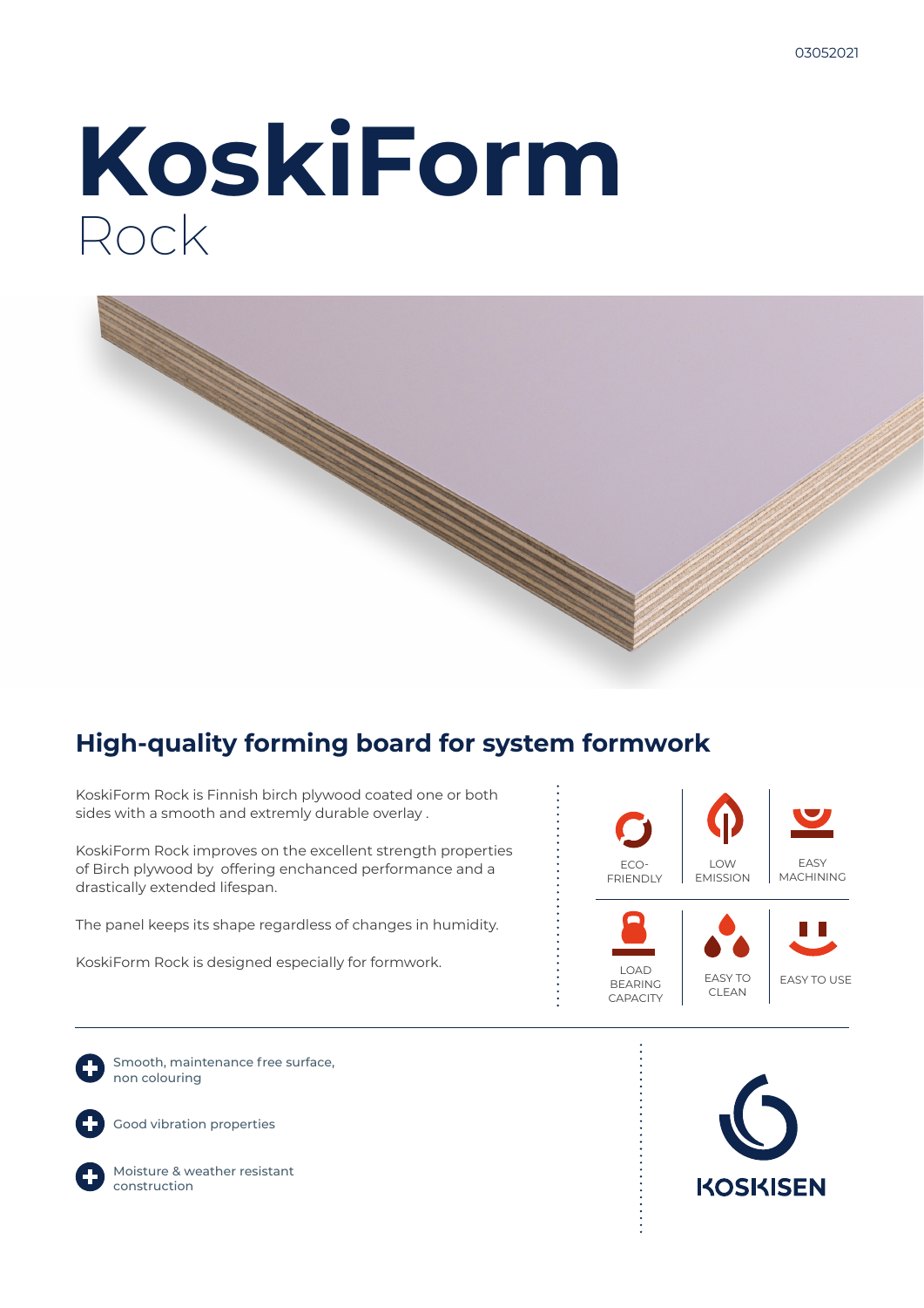# KoskiForm
Rock

## High-quality forming board for system formwork

KoskiForm Rock is Finnish birch plywood coated one or both sides with a smooth and extremly durable overlay .

KoskiForm Rock improves on the excellent strength properties of Birch plywood by offering enchanced performance and a drastically extended lifespan.

The panel keeps its shape regardless of changes in humidity.

KoskiForm Rock is designed especially for formwork.

ECO-FRIENDLY | LOW EMISSION | EASY MACHINING

LOAD BEARING CAPACITY | EASY TO CLEAN | EASY TO USE

- Smooth, maintenance free surface, non colouring
- Good vibration properties
- Moisture & weather resistant construction

KOSKISEN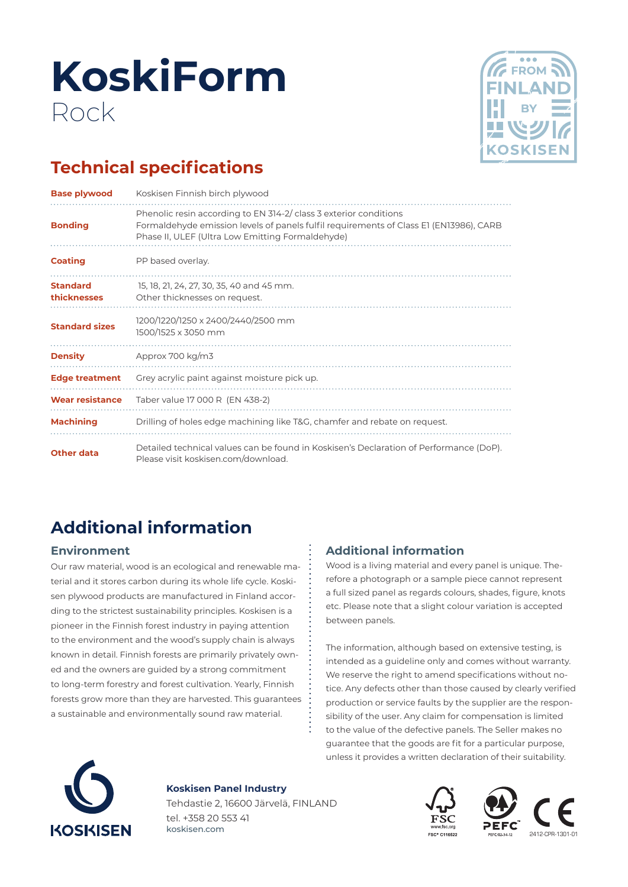# KoskiForm

Rock

## Technical specifications

| | |
|---|---|
| **Base plywood** | Koskisen Finnish birch plywood |
| **Bonding** | Phenolic resin according to EN 314-2/ class 3 exterior conditions<br>Formaldehyde emission levels of panels fulfil requirements of Class E1 (EN13986), CARB Phase II, ULEF (Ultra Low Emitting Formaldehyde) |
| **Coating** | PP based overlay. |
| **Standard thicknesses** | 15, 18, 21, 24, 27, 30, 35, 40 and 45 mm.<br>Other thicknesses on request. |
| **Standard sizes** | 1200/1220/1250 x 2400/2440/2500 mm<br>1500/1525 x 3050 mm |
| **Density** | Approx 700 kg/m3 |
| **Edge treatment** | Grey acrylic paint against moisture pick up. |
| **Wear resistance** | Taber value 17 000 R (EN 438-2) |
| **Machining** | Drilling of holes edge machining like T&G, chamfer and rebate on request. |
| **Other data** | Detailed technical values can be found in Koskisen's Declaration of Performance (DoP).<br>Please visit koskisen.com/download. |

## Additional information

### Environment

Our raw material, wood is an ecological and renewable material and it stores carbon during its whole life cycle. Koskisen plywood products are manufactured in Finland according to the strictest sustainability principles. Koskisen is a pioneer in the Finnish forest industry in paying attention to the environment and the wood's supply chain is always known in detail. Finnish forests are primarily privately owned and the owners are guided by a strong commitment to long-term forestry and forest cultivation. Yearly, Finnish forests grow more than they are harvested. This guarantees a sustainable and environmentally sound raw material.

### Additional information

Wood is a living material and every panel is unique. Therefore a photograph or a sample piece cannot represent a full sized panel as regards colours, shades, figure, knots etc. Please note that a slight colour variation is accepted between panels.

The information, although based on extensive testing, is intended as a guideline only and comes without warranty. We reserve the right to amend specifications without notice. Any defects other than those caused by clearly verified production or service faults by the supplier are the responsibility of the user. Any claim for compensation is limited to the value of the defective panels. The Seller makes no guarantee that the goods are fit for a particular purpose, unless it provides a written declaration of their suitability.

**Koskisen Panel Industry**
Tehdastie 2, 16600 Järvelä, FINLAND
tel. +358 20 553 41
koskisen.com

FSC® C116522 PEFC/02-31-12 2412-CPR-1301-01